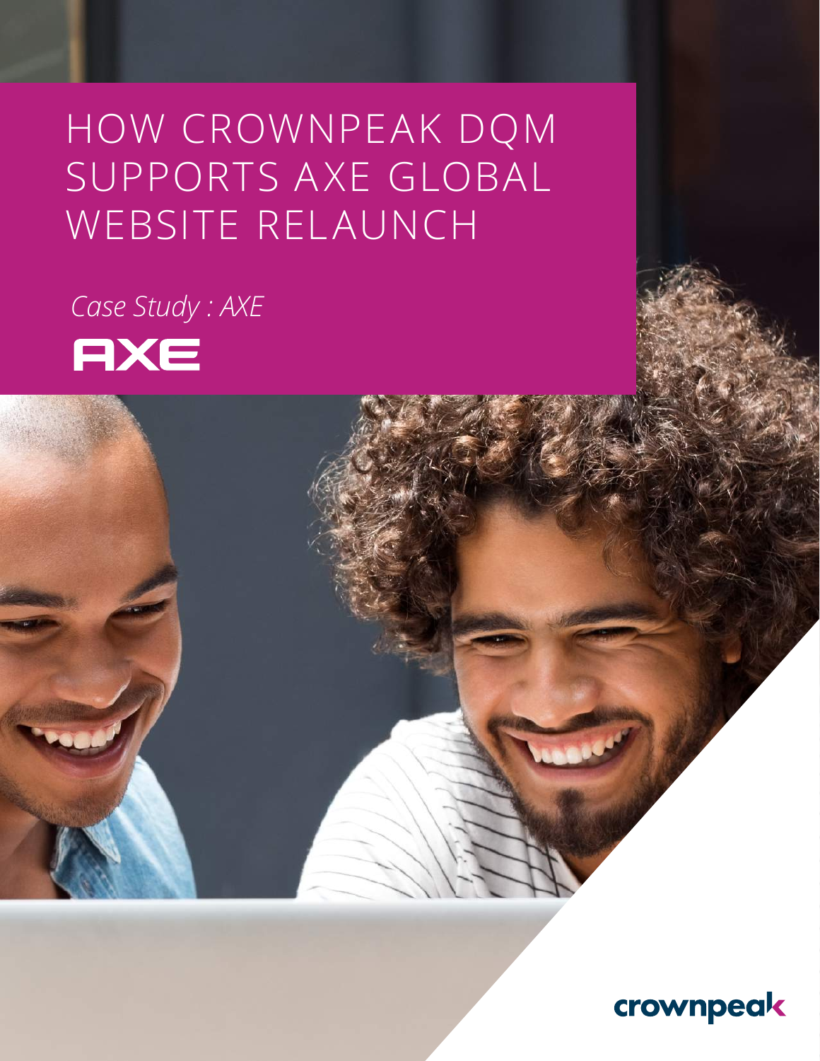# HOW CROWNPEAK DQM SUPPORTS AXE GLOBAL WEBSITE RELAUNCH

*Case Study : AXE*

AXE

crownpeak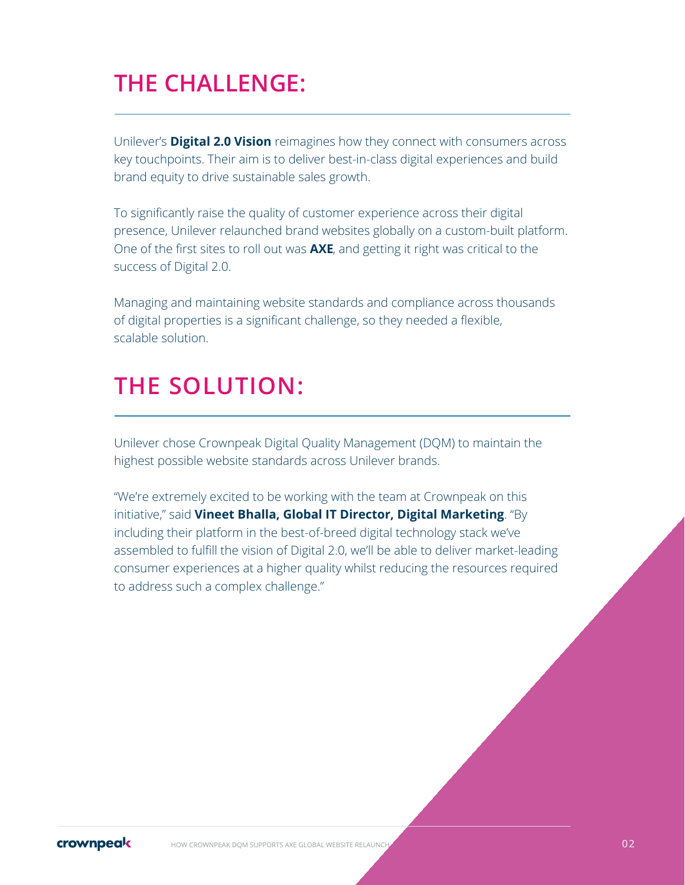# THE CHALLENGE:

Unilever's **Digital 2.0 Vision** reimagines how they connect with consumers across key touchpoints. Their aim is to deliver best-in-class digital experiences and build brand equity to drive sustainable sales growth.

To significantly raise the quality of customer experience across their digital presence, Unilever relaunched brand websites globally on a custom-built platform. One of the first sites to roll out was **AXE**, and getting it right was critical to the success of Digital 2.0.

Managing and maintaining website standards and compliance across thousands of digital properties is a significant challenge, so they needed a flexible, scalable solution.

# THE SOLUTION:

Unilever chose Crownpeak Digital Quality Management (DQM) to maintain the highest possible website standards across Unilever brands.

"We're extremely excited to be working with the team at Crownpeak on this initiative," said **Vineet Bhalla, Global IT Director, Digital Marketing**. "By including their platform in the best-of-breed digital technology stack we've assembled to fulfill the vision of Digital 2.0, we'll be able to deliver market-leading consumer experiences at a higher quality whilst reducing the resources required to address such a complex challenge."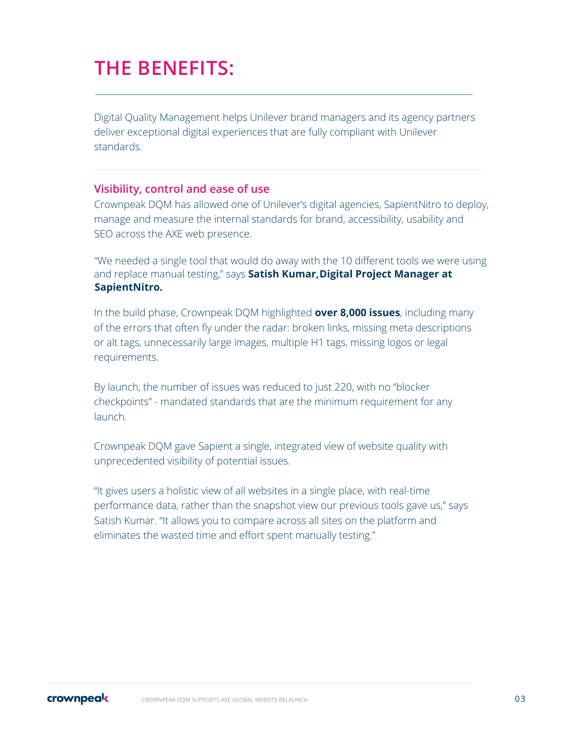# THE BENEFITS:

Digital Quality Management helps Unilever brand managers and its agency partners deliver exceptional digital experiences that are fully compliant with Unilever standards.

## Visibility, control and ease of use

Crownpeak DQM has allowed one of Unilever's digital agencies, SapientNitro to deploy, manage and measure the internal standards for brand, accessibility, usability and SEO across the AXE web presence.

"We needed a single tool that would do away with the 10 different tools we were using and replace manual testing," says **Satish Kumar, Digital Project Manager at SapientNitro.**

In the build phase, Crownpeak DQM highlighted **over 8,000 issues**, including many of the errors that often fly under the radar: broken links, missing meta descriptions or alt tags, unnecessarily large images, multiple H1 tags, missing logos or legal requirements.

By launch, the number of issues was reduced to just 220, with no "blocker checkpoints" - mandated standards that are the minimum requirement for any launch.

Crownpeak DQM gave Sapient a single, integrated view of website quality with unprecedented visibility of potential issues.

"It gives users a holistic view of all websites in a single place, with real-time performance data, rather than the snapshot view our previous tools gave us," says Satish Kumar. "It allows you to compare across all sites on the platform and eliminates the wasted time and effort spent manually testing."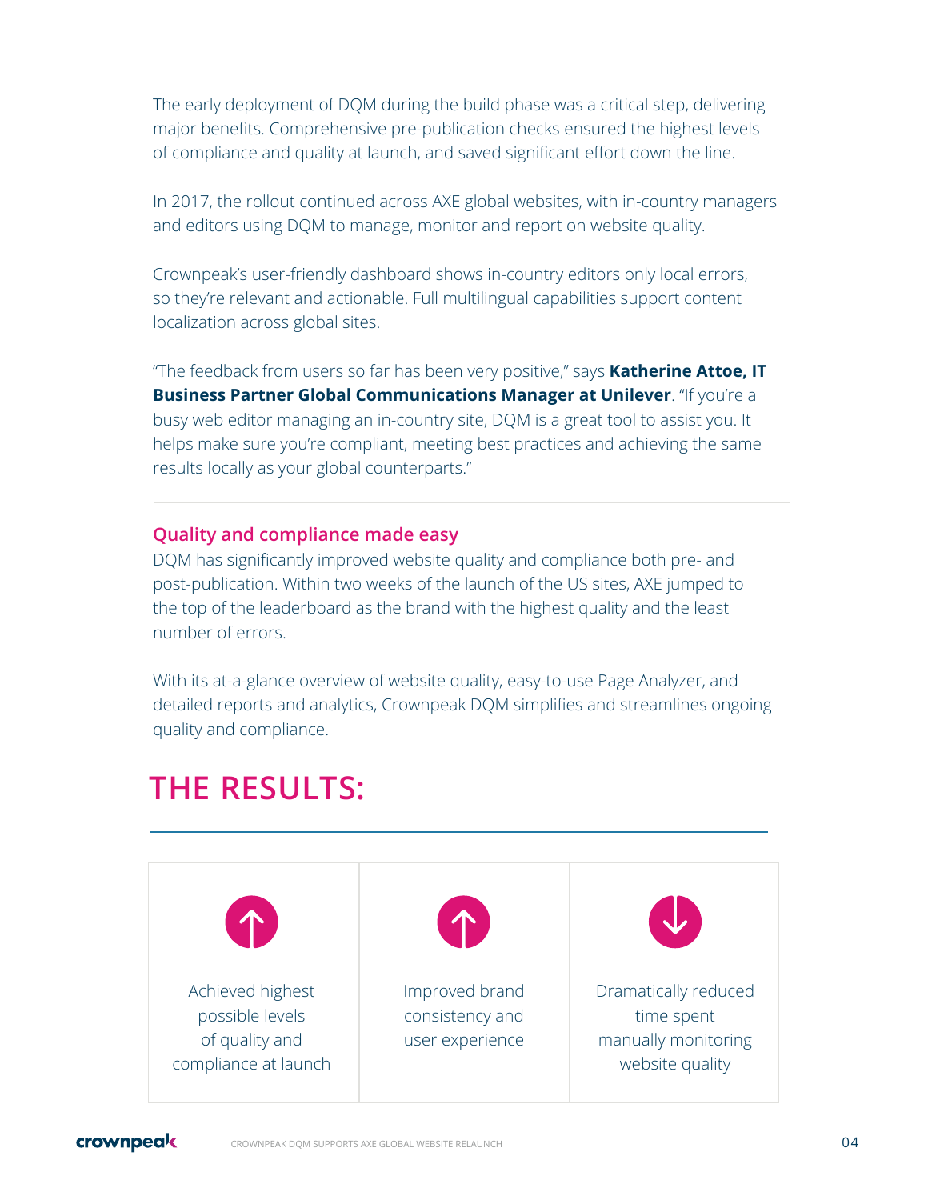The early deployment of DQM during the build phase was a critical step, delivering major benefits. Comprehensive pre-publication checks ensured the highest levels of compliance and quality at launch, and saved significant effort down the line.

In 2017, the rollout continued across AXE global websites, with in-country managers and editors using DQM to manage, monitor and report on website quality.

Crownpeak's user-friendly dashboard shows in-country editors only local errors, so they're relevant and actionable. Full multilingual capabilities support content localization across global sites.

"The feedback from users so far has been very positive," says **Katherine Attoe, IT Business Partner Global Communications Manager at Unilever**. "If you're a busy web editor managing an in-country site, DQM is a great tool to assist you. It helps make sure you're compliant, meeting best practices and achieving the same results locally as your global counterparts."

### Quality and compliance made easy

DQM has significantly improved website quality and compliance both pre- and post-publication. Within two weeks of the launch of the US sites, AXE jumped to the top of the leaderboard as the brand with the highest quality and the least number of errors.

With its at-a-glance overview of website quality, easy-to-use Page Analyzer, and detailed reports and analytics, Crownpeak DQM simplifies and streamlines ongoing quality and compliance.

## THE RESULTS:

- ↑ Achieved highest possible levels of quality and compliance at launch
- ↑ Improved brand consistency and user experience
- ↓ Dramatically reduced time spent manually monitoring website quality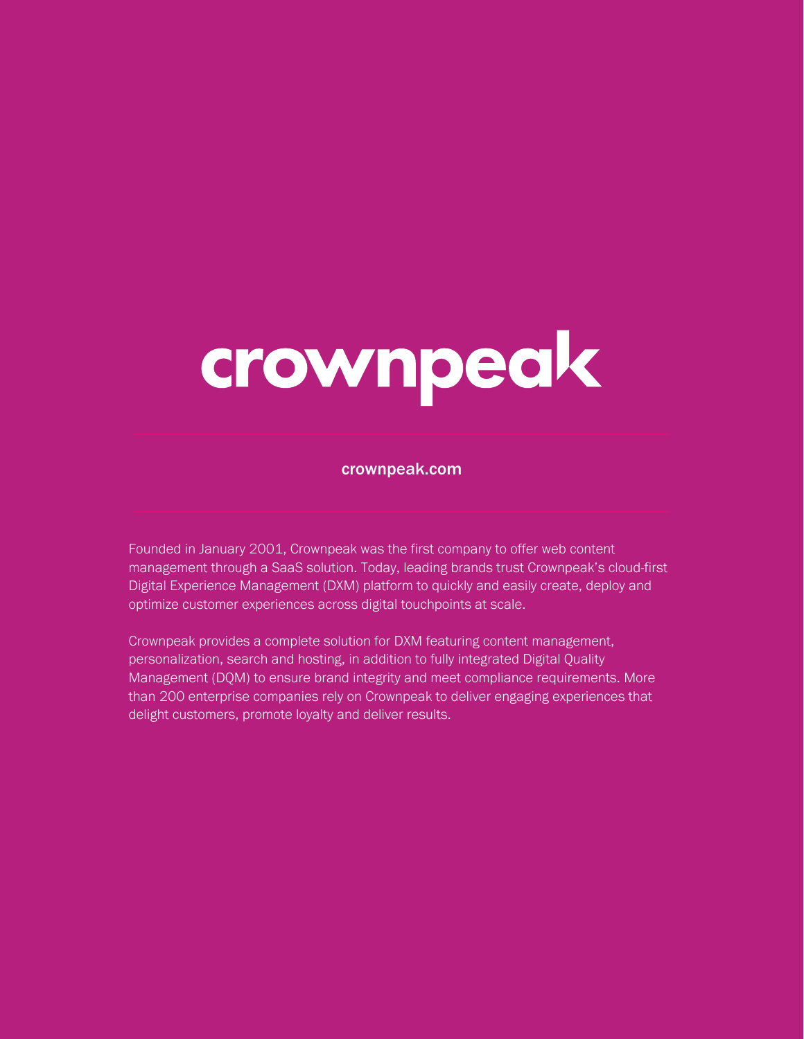# crownpeak

**crownpeak.com**

Founded in January 2001, Crownpeak was the first company to offer web content management through a SaaS solution. Today, leading brands trust Crownpeak's cloud-first Digital Experience Management (DXM) platform to quickly and easily create, deploy and optimize customer experiences across digital touchpoints at scale.

Crownpeak provides a complete solution for DXM featuring content management, personalization, search and hosting, in addition to fully integrated Digital Quality Management (DQM) to ensure brand integrity and meet compliance requirements. More than 200 enterprise companies rely on Crownpeak to deliver engaging experiences that delight customers, promote loyalty and deliver results.